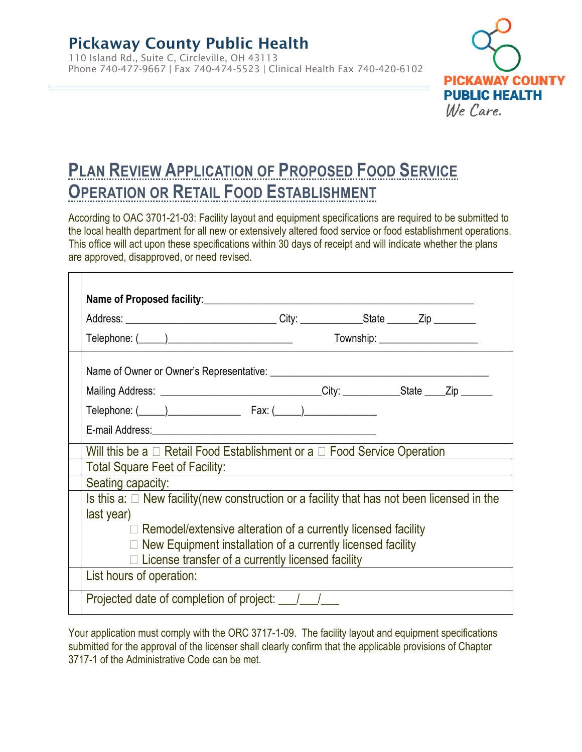# Pickaway County Public Health

110 Island Rd., Suite C, Circleville, OH 43113
Phone 740-477-9667 | Fax 740-474-5523 | Clinical Health Fax 740-420-6102

PICKAWAY COUNTY PUBLIC HEALTH
*We Care.*

## PLAN REVIEW APPLICATION OF PROPOSED FOOD SERVICE OPERATION OR RETAIL FOOD ESTABLISHMENT

According to OAC 3701-21-03: Facility layout and equipment specifications are required to be submitted to the local health department for all new or extensively altered food service or food establishment operations. This office will act upon these specifications within 30 days of receipt and will indicate whether the plans are approved, disapproved, or need revised.

**Name of Proposed facility**:___________________________________________________

Address: ____________________________ City: ___________State ______Zip ________

Telephone: (_____)_______________________ Township: __________________

Name of Owner or Owner's Representative: __________________________________________

Mailing Address: ______________________________City: __________State ____Zip ______

Telephone: (_____)_____________ Fax: (_____)_____________

E-mail Address:__________________________________________

Will this be a ☐ Retail Food Establishment or a ☐ Food Service Operation

Total Square Feet of Facility:

Seating capacity:

Is this a: ☐ New facility(new construction or a facility that has not been licensed in the last year)

☐ Remodel/extensive alteration of a currently licensed facility

☐ New Equipment installation of a currently licensed facility

☐ License transfer of a currently licensed facility

List hours of operation:

Projected date of completion of project: ___/___/___

Your application must comply with the ORC 3717-1-09. The facility layout and equipment specifications submitted for the approval of the licenser shall clearly confirm that the applicable provisions of Chapter 3717-1 of the Administrative Code can be met.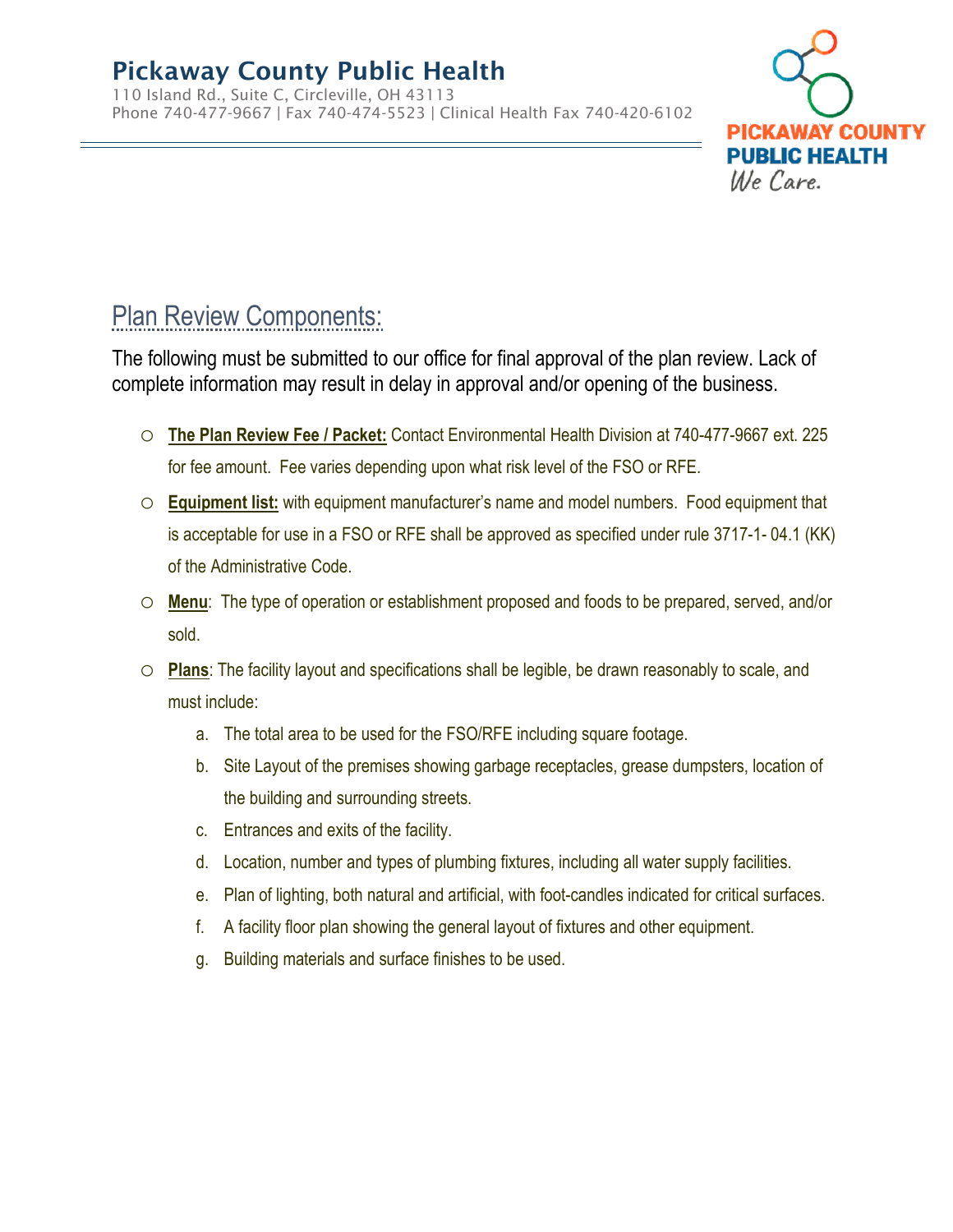## Plan Review Components:

The following must be submitted to our office for final approval of the plan review. Lack of complete information may result in delay in approval and/or opening of the business.

- **The Plan Review Fee / Packet:** Contact Environmental Health Division at 740-477-9667 ext. 225 for fee amount. Fee varies depending upon what risk level of the FSO or RFE.
- **Equipment list:** with equipment manufacturer's name and model numbers. Food equipment that is acceptable for use in a FSO or RFE shall be approved as specified under rule 3717-1- 04.1 (KK) of the Administrative Code.
- **Menu**: The type of operation or establishment proposed and foods to be prepared, served, and/or sold.
- **Plans**: The facility layout and specifications shall be legible, be drawn reasonably to scale, and must include:
  a. The total area to be used for the FSO/RFE including square footage.
  b. Site Layout of the premises showing garbage receptacles, grease dumpsters, location of the building and surrounding streets.
  c. Entrances and exits of the facility.
  d. Location, number and types of plumbing fixtures, including all water supply facilities.
  e. Plan of lighting, both natural and artificial, with foot-candles indicated for critical surfaces.
  f. A facility floor plan showing the general layout of fixtures and other equipment.
  g. Building materials and surface finishes to be used.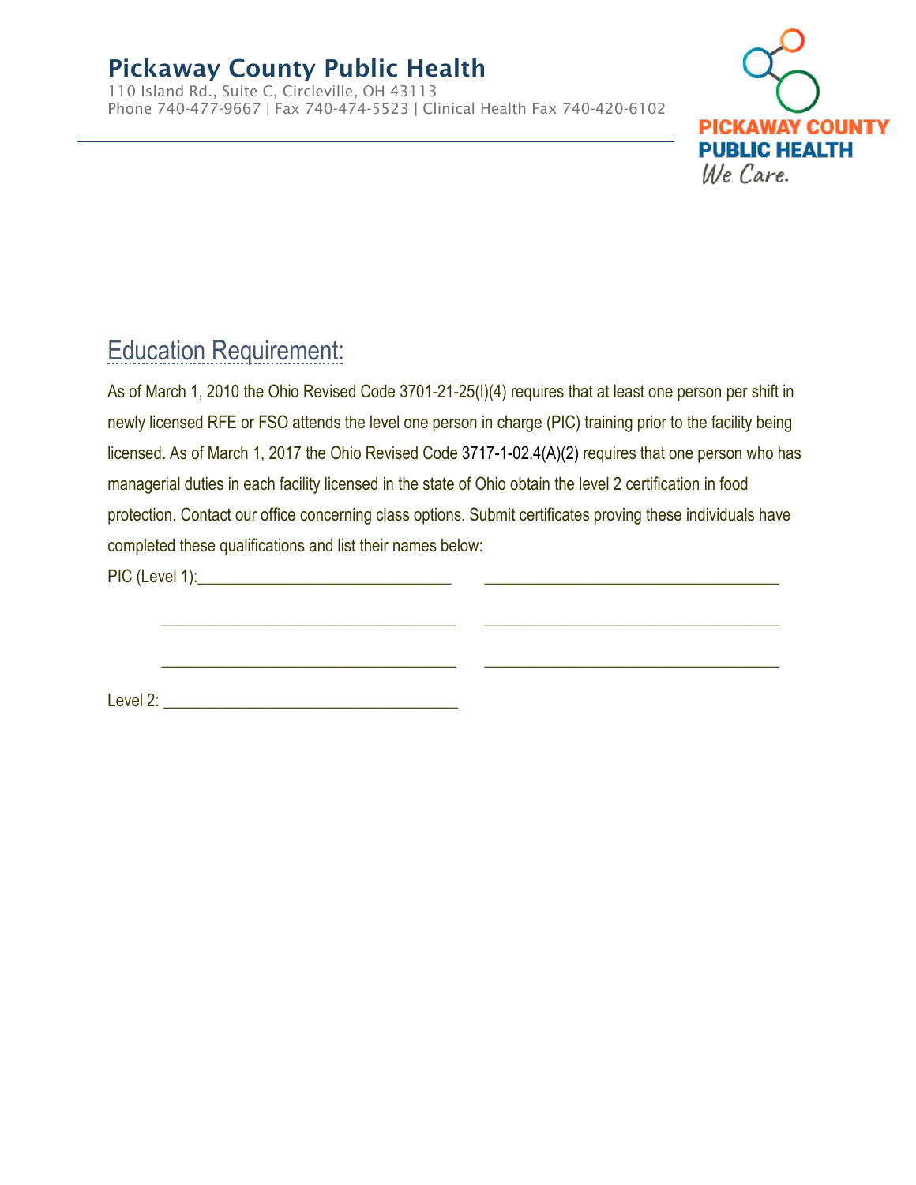# Pickaway County Public Health

110 Island Rd., Suite C, Circleville, OH 43113
Phone 740-477-9667 | Fax 740-474-5523 | Clinical Health Fax 740-420-6102

PICKAWAY COUNTY PUBLIC HEALTH
*We Care.*

## Education Requirement:

As of March 1, 2010 the Ohio Revised Code 3701-21-25(I)(4) requires that at least one person per shift in newly licensed RFE or FSO attends the level one person in charge (PIC) training prior to the facility being licensed. As of March 1, 2017 the Ohio Revised Code 3717-1-02.4(A)(2) requires that one person who has managerial duties in each facility licensed in the state of Ohio obtain the level 2 certification in food protection. Contact our office concerning class options. Submit certificates proving these individuals have completed these qualifications and list their names below:

PIC (Level 1):______________________________ ______________________________

______________________________ ______________________________

______________________________ ______________________________

Level 2: ______________________________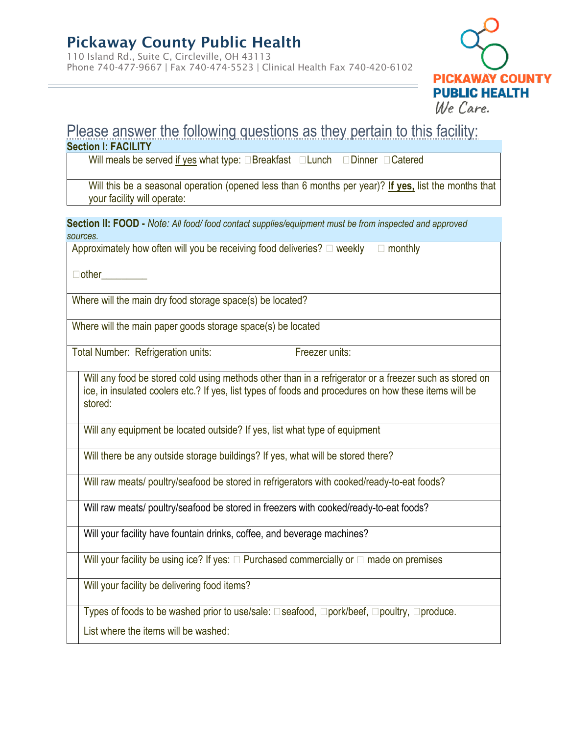# Pickaway County Public Health

110 Island Rd., Suite C, Circleville, OH 43113
Phone 740-477-9667 | Fax 740-474-5523 | Clinical Health Fax 740-420-6102

PICKAWAY COUNTY PUBLIC HEALTH
*We Care.*

## Please answer the following questions as they pertain to this facility:

### Section I: FACILITY

| |
|---|
| Will meals be served <u>if yes</u> what type: ☐Breakfast ☐Lunch ☐Dinner ☐Catered |
| Will this be a seasonal operation (opened less than 6 months per year)? **<u>If yes,</u>** list the months that your facility will operate: |

### Section II: FOOD - *Note: All food/ food contact supplies/equipment must be from inspected and approved sources.*

| |
|---|
| Approximately how often will you be receiving food deliveries? ☐ weekly ☐ monthly<br><br>☐other_________ |
| Where will the main dry food storage space(s) be located? |
| Where will the main paper goods storage space(s) be located |
| Total Number: Refrigeration units: Freezer units: |
| Will any food be stored cold using methods other than in a refrigerator or a freezer such as stored on ice, in insulated coolers etc.? If yes, list types of foods and procedures on how these items will be stored: |
| Will any equipment be located outside? If yes, list what type of equipment |
| Will there be any outside storage buildings? If yes, what will be stored there? |
| Will raw meats/ poultry/seafood be stored in refrigerators with cooked/ready-to-eat foods? |
| Will raw meats/ poultry/seafood be stored in freezers with cooked/ready-to-eat foods? |
| Will your facility have fountain drinks, coffee, and beverage machines? |
| Will your facility be using ice? If yes: ☐ Purchased commercially or ☐ made on premises |
| Will your facility be delivering food items? |
| Types of foods to be washed prior to use/sale: ☐seafood, ☐pork/beef, ☐poultry, ☐produce.<br><br>List where the items will be washed: |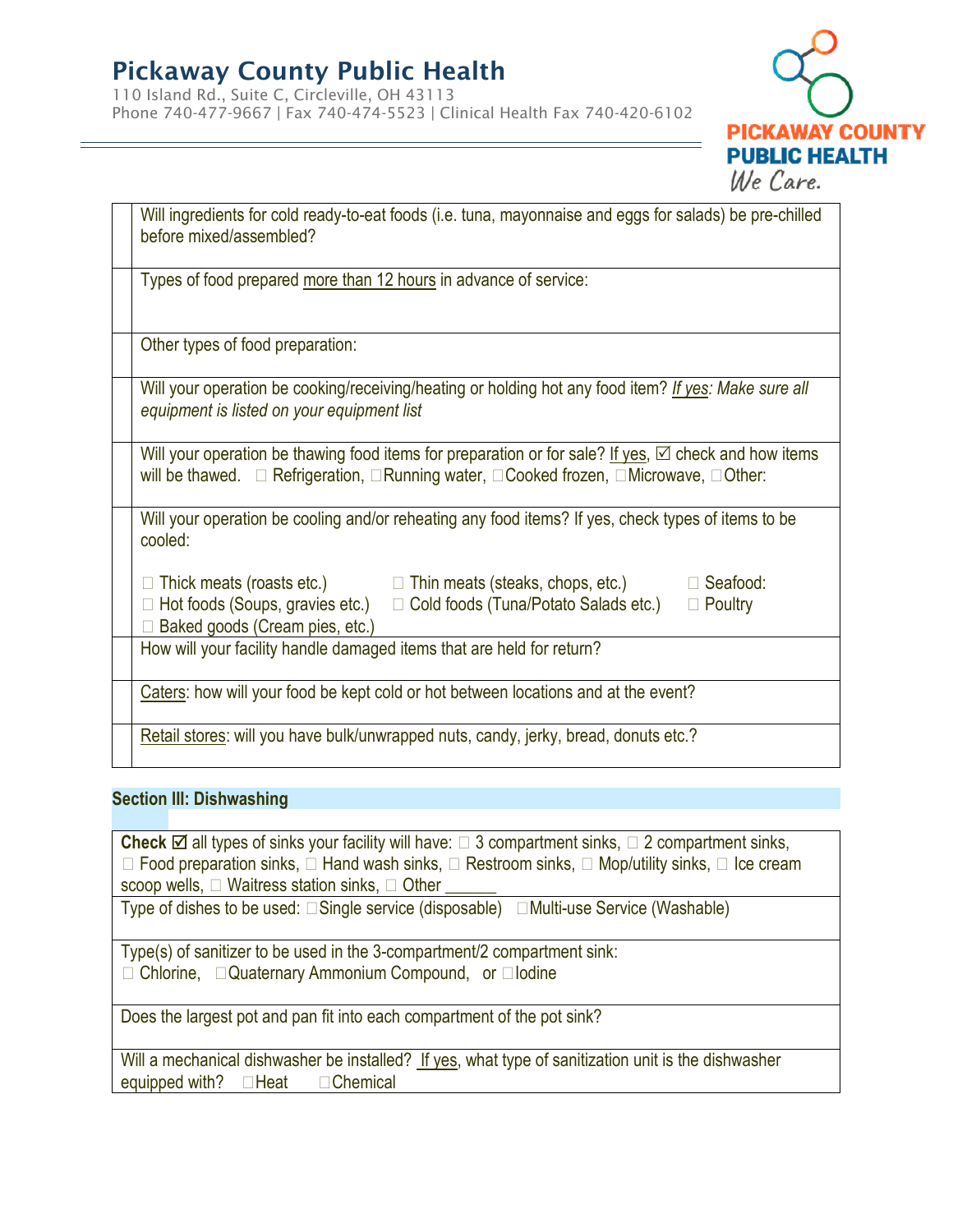# Pickaway County Public Health

110 Island Rd., Suite C, Circleville, OH 43113
Phone 740-477-9667 | Fax 740-474-5523 | Clinical Health Fax 740-420-6102

PICKAWAY COUNTY PUBLIC HEALTH *We Care.*

| | |
|---|---|
| | Will ingredients for cold ready-to-eat foods (i.e. tuna, mayonnaise and eggs for salads) be pre-chilled before mixed/assembled? |
| | Types of food prepared more than 12 hours in advance of service: |
| | Other types of food preparation: |
| | Will your operation be cooking/receiving/heating or holding hot any food item? *If yes: Make sure all equipment is listed on your equipment list* |
| | Will your operation be thawing food items for preparation or for sale? If yes, ☑ check and how items will be thawed. ☐ Refrigeration, ☐ Running water, ☐ Cooked frozen, ☐ Microwave, ☐ Other: |
| | Will your operation be cooling and/or reheating any food items? If yes, check types of items to be cooled:<br><br>☐ Thick meats (roasts etc.) ☐ Thin meats (steaks, chops, etc.) ☐ Seafood:<br>☐ Hot foods (Soups, gravies etc.) ☐ Cold foods (Tuna/Potato Salads etc.) ☐ Poultry<br>☐ Baked goods (Cream pies, etc.) |
| | How will your facility handle damaged items that are held for return? |
| | Caters: how will your food be kept cold or hot between locations and at the event? |
| | Retail stores: will you have bulk/unwrapped nuts, candy, jerky, bread, donuts etc.? |

## Section III: Dishwashing

| |
|---|
| **Check** ☑ all types of sinks your facility will have: ☐ 3 compartment sinks, ☐ 2 compartment sinks, ☐ Food preparation sinks, ☐ Hand wash sinks, ☐ Restroom sinks, ☐ Mop/utility sinks, ☐ Ice cream scoop wells, ☐ Waitress station sinks, ☐ Other ______ |
| Type of dishes to be used: ☐ Single service (disposable) ☐ Multi-use Service (Washable) |
| Type(s) of sanitizer to be used in the 3-compartment/2 compartment sink:<br>☐ Chlorine, ☐ Quaternary Ammonium Compound, or ☐ Iodine |
| Does the largest pot and pan fit into each compartment of the pot sink? |
| Will a mechanical dishwasher be installed? If yes, what type of sanitization unit is the dishwasher equipped with? ☐ Heat ☐ Chemical |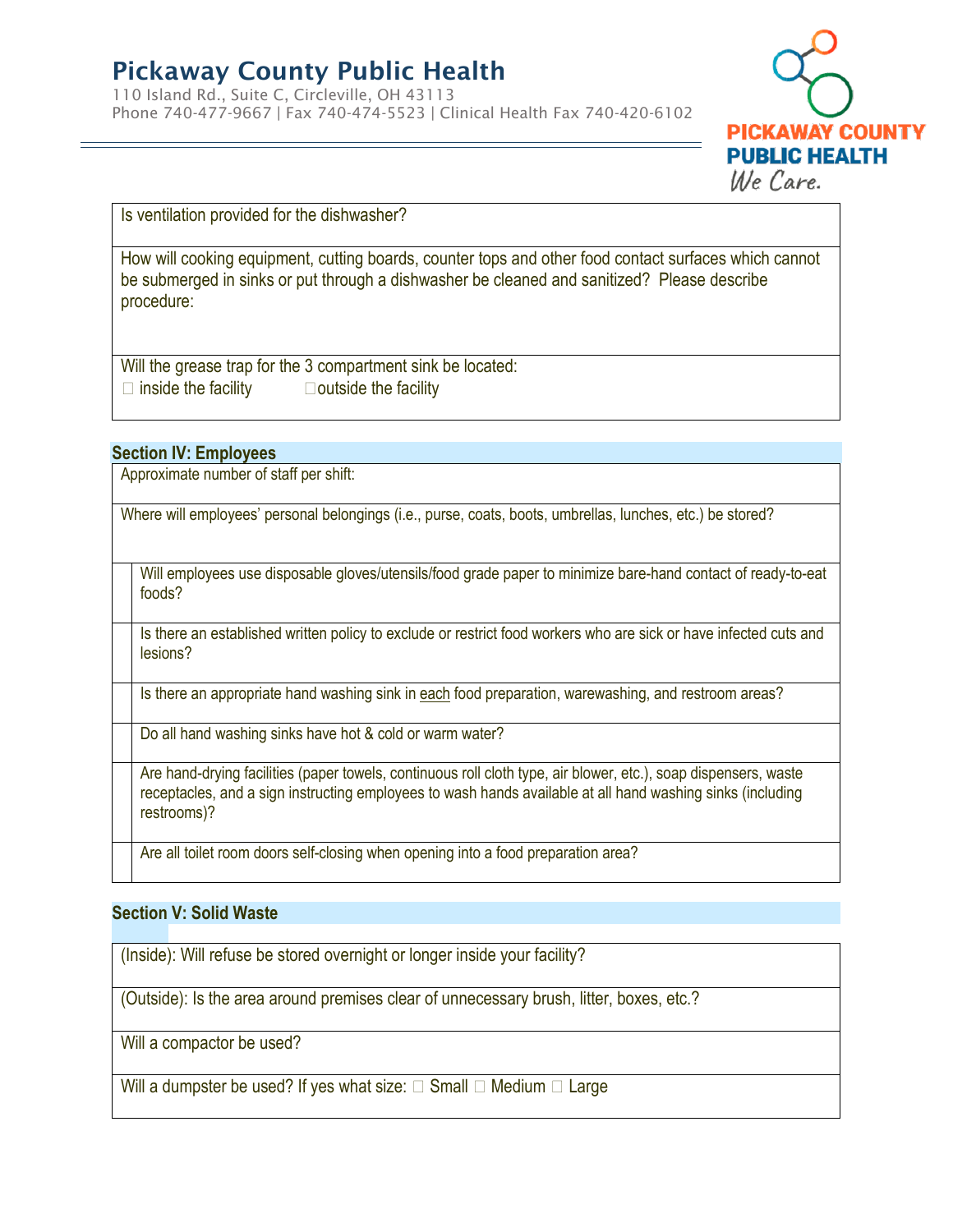# Pickaway County Public Health

110 Island Rd., Suite C, Circleville, OH 43113
Phone 740-477-9667 | Fax 740-474-5523 | Clinical Health Fax 740-420-6102

PICKAWAY COUNTY PUBLIC HEALTH
*We Care.*

| Is ventilation provided for the dishwasher? |
|---|
| How will cooking equipment, cutting boards, counter tops and other food contact surfaces which cannot be submerged in sinks or put through a dishwasher be cleaned and sanitized? Please describe procedure: |
| Will the grease trap for the 3 compartment sink be located:<br>☐ inside the facility ☐ outside the facility |

## Section IV: Employees

| Approximate number of staff per shift: |
|---|
| Where will employees' personal belongings (i.e., purse, coats, boots, umbrellas, lunches, etc.) be stored? |
| Will employees use disposable gloves/utensils/food grade paper to minimize bare-hand contact of ready-to-eat foods? |
| Is there an established written policy to exclude or restrict food workers who are sick or have infected cuts and lesions? |
| Is there an appropriate hand washing sink in each food preparation, warewashing, and restroom areas? |
| Do all hand washing sinks have hot & cold or warm water? |
| Are hand-drying facilities (paper towels, continuous roll cloth type, air blower, etc.), soap dispensers, waste receptacles, and a sign instructing employees to wash hands available at all hand washing sinks (including restrooms)? |
| Are all toilet room doors self-closing when opening into a food preparation area? |

## Section V: Solid Waste

| (Inside): Will refuse be stored overnight or longer inside your facility? |
|---|
| (Outside): Is the area around premises clear of unnecessary brush, litter, boxes, etc.? |
| Will a compactor be used? |
| Will a dumpster be used? If yes what size: ☐ Small ☐ Medium ☐ Large |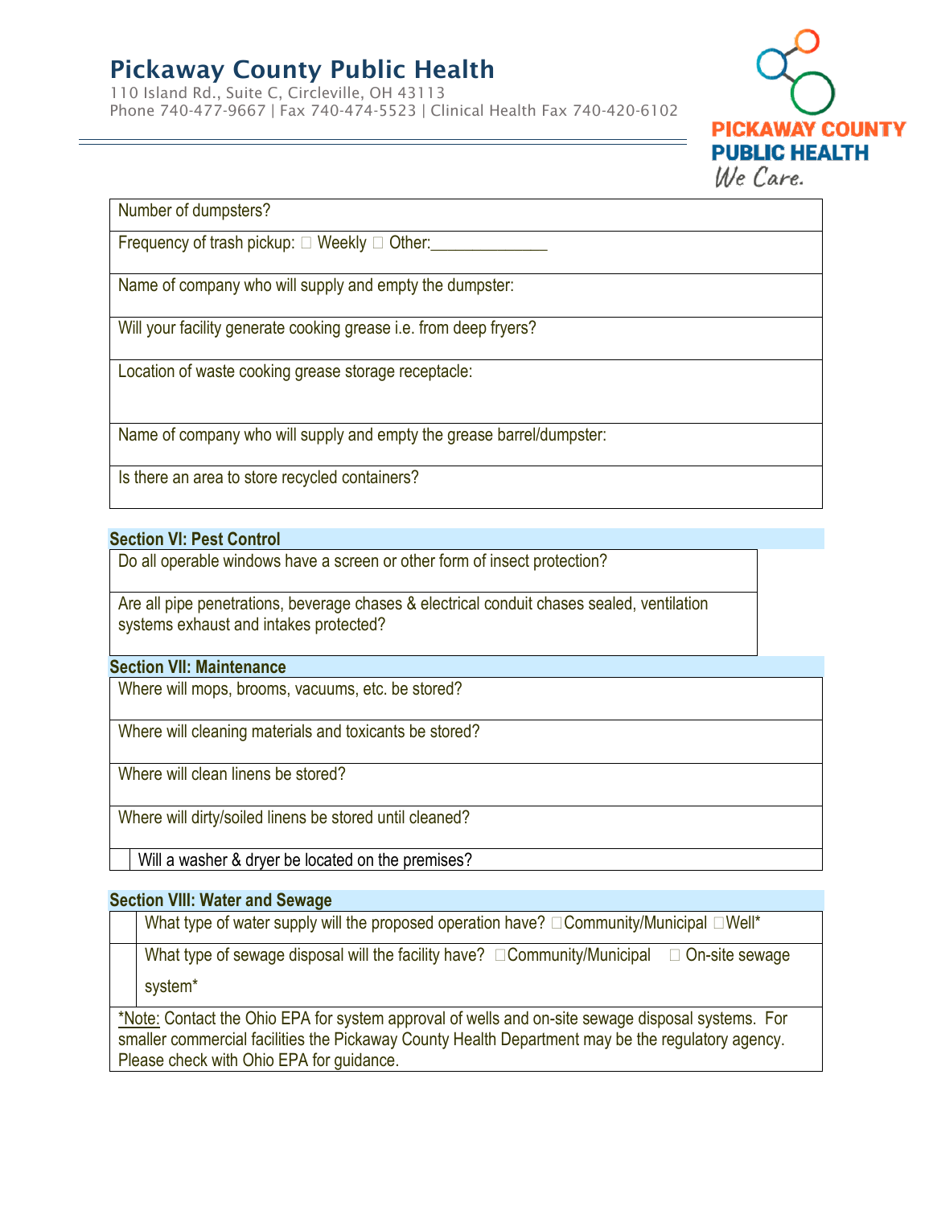# Pickaway County Public Health

110 Island Rd., Suite C, Circleville, OH 43113
Phone 740-477-9667 | Fax 740-474-5523 | Clinical Health Fax 740-420-6102

| Number of dumpsters? |
|---|
| Frequency of trash pickup: ☐ Weekly ☐ Other:_____________ |
| Name of company who will supply and empty the dumpster: |
| Will your facility generate cooking grease i.e. from deep fryers? |
| Location of waste cooking grease storage receptacle: |
| Name of company who will supply and empty the grease barrel/dumpster: |
| Is there an area to store recycled containers? |

**Section VI: Pest Control**

| Do all operable windows have a screen or other form of insect protection? |
|---|
| Are all pipe penetrations, beverage chases & electrical conduit chases sealed, ventilation systems exhaust and intakes protected? |

**Section VII: Maintenance**

| Where will mops, brooms, vacuums, etc. be stored? |
|---|
| Where will cleaning materials and toxicants be stored? |
| Where will clean linens be stored? |
| Where will dirty/soiled linens be stored until cleaned? |
| Will a washer & dryer be located on the premises? |

**Section VIII: Water and Sewage**

| What type of water supply will the proposed operation have? ☐Community/Municipal ☐Well* |
|---|
| What type of sewage disposal will the facility have? ☐Community/Municipal ☐ On-site sewage system* |
| *Note: Contact the Ohio EPA for system approval of wells and on-site sewage disposal systems. For smaller commercial facilities the Pickaway County Health Department may be the regulatory agency. Please check with Ohio EPA for guidance. |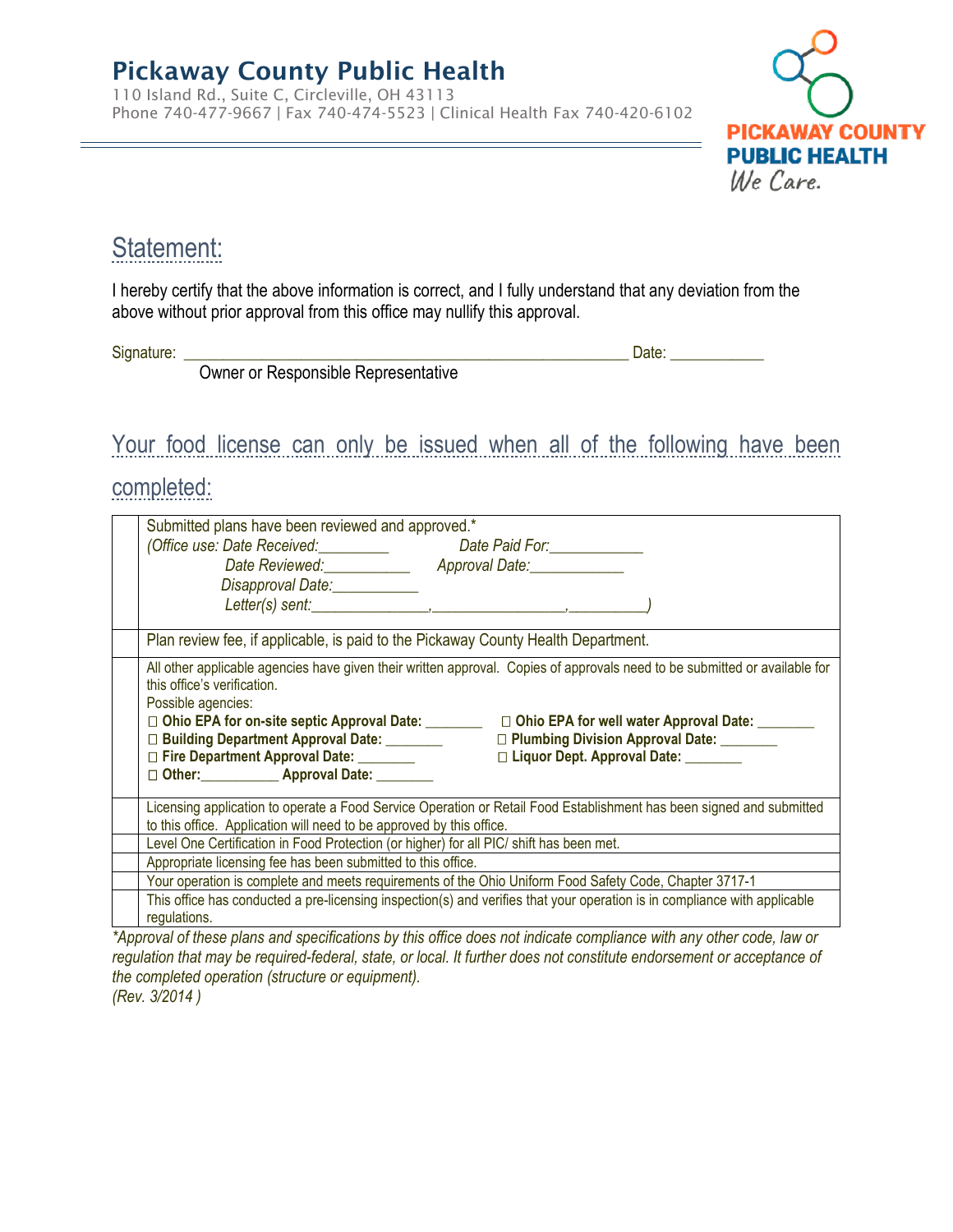**Pickaway County Public Health**
110 Island Rd., Suite C, Circleville, OH 43113
Phone 740-477-9667 | Fax 740-474-5523 | Clinical Health Fax 740-420-6102

PICKAWAY COUNTY PUBLIC HEALTH
*We Care.*

## Statement:

I hereby certify that the above information is correct, and I fully understand that any deviation from the above without prior approval from this office may nullify this approval.

Signature: ______________________________________________________ Date: ___________
Owner or Responsible Representative

## Your food license can only be issued when all of the following have been completed:

| | |
|---|---|
| ☐ | Submitted plans have been reviewed and approved.* <br> *(Office use: Date Received:\_\_\_\_\_\_\_\_\_ Date Paid For:\_\_\_\_\_\_\_\_\_\_\_\_ <br> Date Reviewed:\_\_\_\_\_\_\_\_\_\_\_ Approval Date:\_\_\_\_\_\_\_\_\_\_\_\_ <br> Disapproval Date:\_\_\_\_\_\_\_\_\_\_\_ <br> Letter(s) sent:\_\_\_\_\_\_\_\_\_\_\_\_\_\_,\_\_\_\_\_\_\_\_\_\_\_\_\_\_\_\_,\_\_\_\_\_\_\_\_\_\_)* |
| ☐ | Plan review fee, if applicable, is paid to the Pickaway County Health Department. |
| ☐ | All other applicable agencies have given their written approval. Copies of approvals need to be submitted or available for this office's verification. <br> Possible agencies: <br> ☐ **Ohio EPA for on-site septic Approval Date:** \_\_\_\_\_\_\_ ☐ **Ohio EPA for well water Approval Date:** \_\_\_\_\_\_\_ <br> ☐ **Building Department Approval Date:** \_\_\_\_\_\_\_ ☐ **Plumbing Division Approval Date:** \_\_\_\_\_\_\_ <br> ☐ **Fire Department Approval Date:** \_\_\_\_\_\_\_ ☐ **Liquor Dept. Approval Date:** \_\_\_\_\_\_\_ <br> ☐ **Other:\_\_\_\_\_\_\_\_\_\_ Approval Date:** \_\_\_\_\_\_\_ |
| ☐ | Licensing application to operate a Food Service Operation or Retail Food Establishment has been signed and submitted to this office. Application will need to be approved by this office. |
| ☐ | Level One Certification in Food Protection (or higher) for all PIC/ shift has been met. |
| ☐ | Appropriate licensing fee has been submitted to this office. |
| ☐ | Your operation is complete and meets requirements of the Ohio Uniform Food Safety Code, Chapter 3717-1 |
| ☐ | This office has conducted a pre-licensing inspection(s) and verifies that your operation is in compliance with applicable regulations. |

*\*Approval of these plans and specifications by this office does not indicate compliance with any other code, law or regulation that may be required-federal, state, or local. It further does not constitute endorsement or acceptance of the completed operation (structure or equipment).*
*(Rev. 3/2014 )*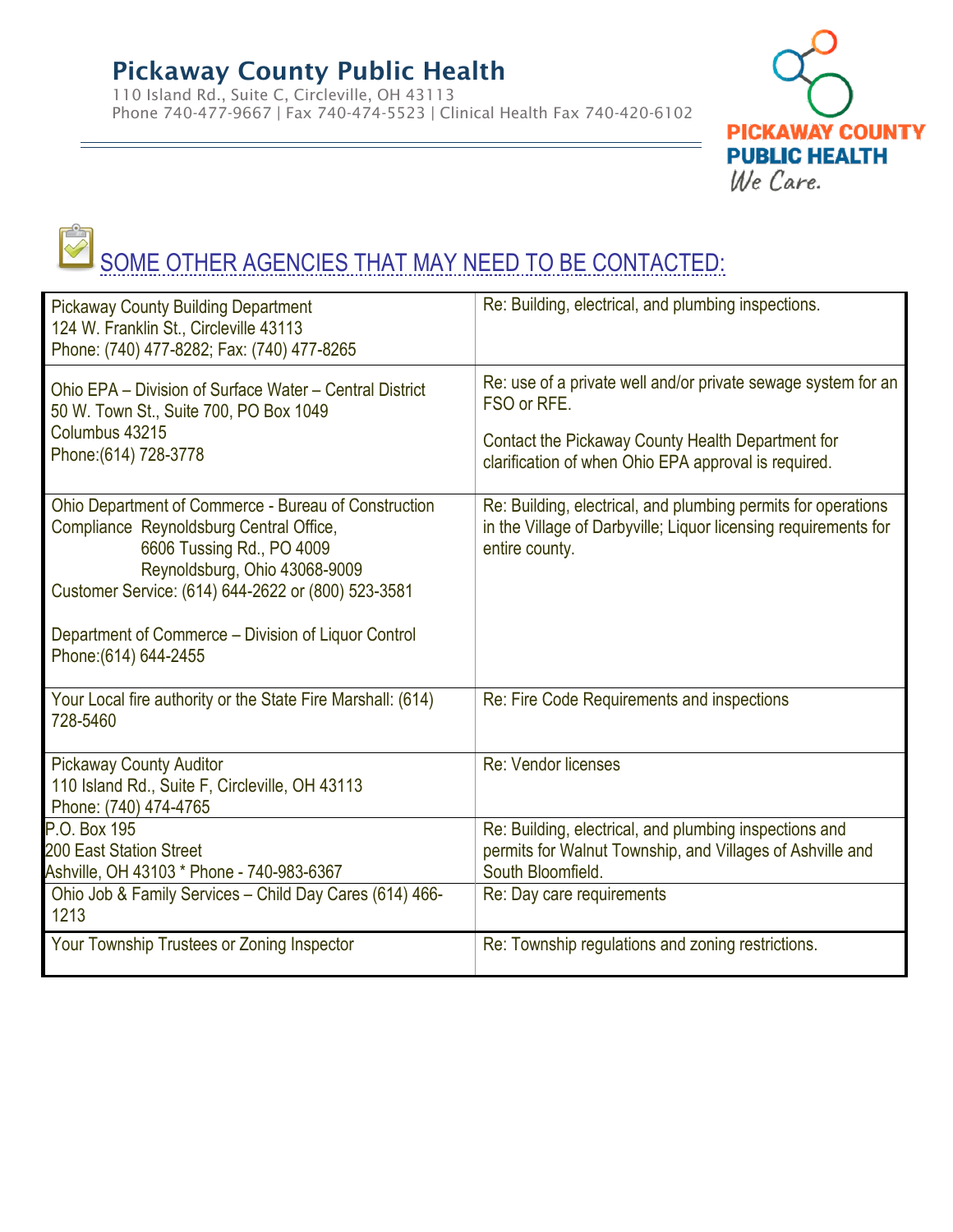# Pickaway County Public Health

110 Island Rd., Suite C, Circleville, OH 43113
Phone 740-477-9667 | Fax 740-474-5523 | Clinical Health Fax 740-420-6102

PICKAWAY COUNTY PUBLIC HEALTH
*We Care.*

## SOME OTHER AGENCIES THAT MAY NEED TO BE CONTACTED:

| | |
|---|---|
| Pickaway County Building Department<br>124 W. Franklin St., Circleville 43113<br>Phone: (740) 477-8282; Fax: (740) 477-8265 | Re: Building, electrical, and plumbing inspections. |
| Ohio EPA – Division of Surface Water – Central District<br>50 W. Town St., Suite 700, PO Box 1049<br>Columbus 43215<br>Phone:(614) 728-3778 | Re: use of a private well and/or private sewage system for an FSO or RFE.<br><br>Contact the Pickaway County Health Department for clarification of when Ohio EPA approval is required. |
| Ohio Department of Commerce - Bureau of Construction Compliance Reynoldsburg Central Office,<br>6606 Tussing Rd., PO 4009<br>Reynoldsburg, Ohio 43068-9009<br>Customer Service: (614) 644-2622 or (800) 523-3581<br><br>Department of Commerce – Division of Liquor Control<br>Phone:(614) 644-2455 | Re: Building, electrical, and plumbing permits for operations in the Village of Darbyville; Liquor licensing requirements for entire county. |
| Your Local fire authority or the State Fire Marshall: (614) 728-5460 | Re: Fire Code Requirements and inspections |
| Pickaway County Auditor<br>110 Island Rd., Suite F, Circleville, OH 43113<br>Phone: (740) 474-4765 | Re: Vendor licenses |
| P.O. Box 195<br>200 East Station Street<br>Ashville, OH 43103 * Phone - 740-983-6367 | Re: Building, electrical, and plumbing inspections and permits for Walnut Township, and Villages of Ashville and South Bloomfield. |
| Ohio Job & Family Services – Child Day Cares (614) 466-1213 | Re: Day care requirements |
| Your Township Trustees or Zoning Inspector | Re: Township regulations and zoning restrictions. |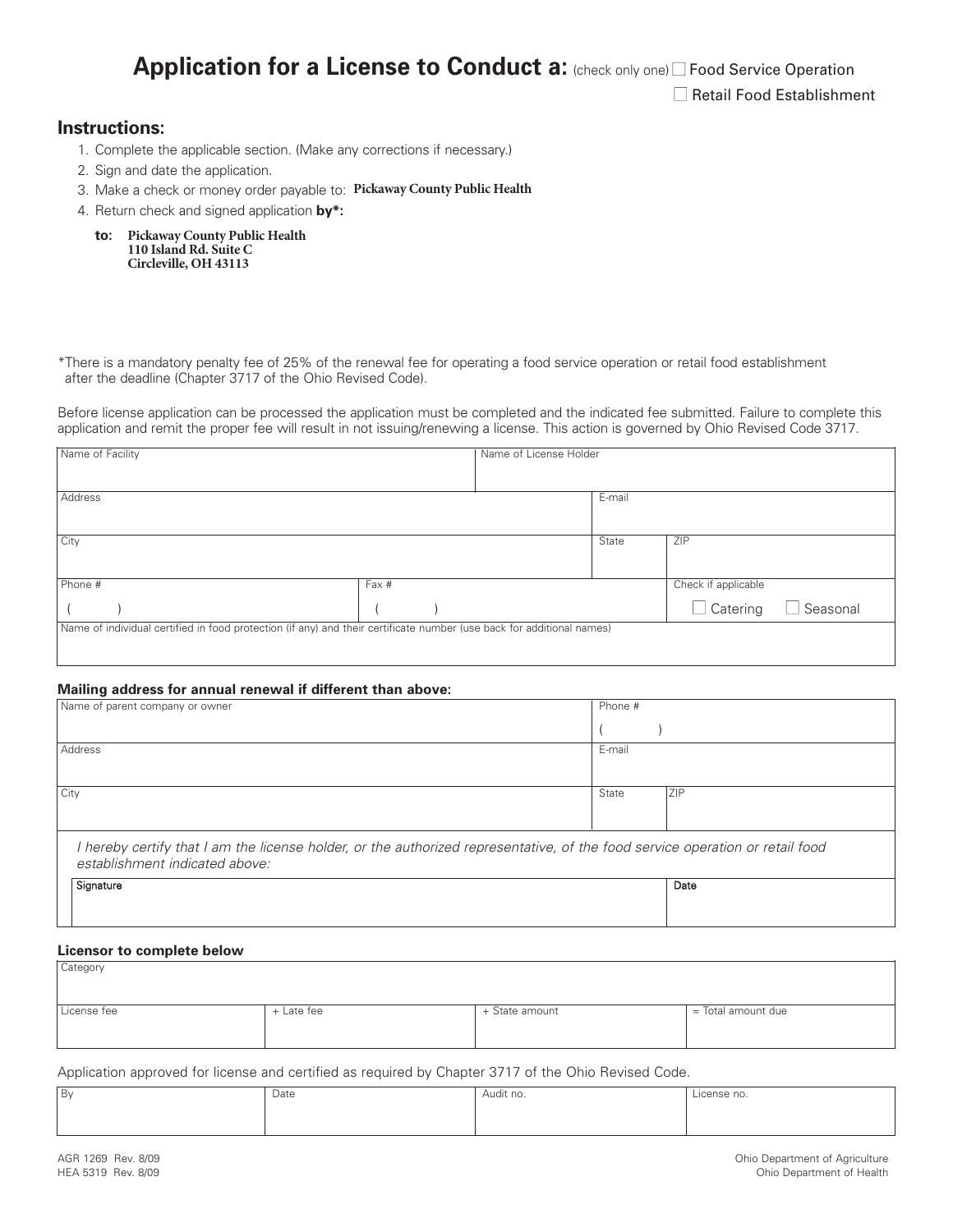# Application for a License to Conduct a: (check only one) ☐ Food Service Operation ☐ Retail Food Establishment

## Instructions:

1. Complete the applicable section. (Make any corrections if necessary.)
2. Sign and date the application.
3. Make a check or money order payable to: **Pickaway County Public Health**
4. Return check and signed application **by\*:**

**to:** **Pickaway County Public Health**
**110 Island Rd. Suite C**
**Circleville, OH 43113**

*There is a mandatory penalty fee of 25% of the renewal fee for operating a food service operation or retail food establishment after the deadline (Chapter 3717 of the Ohio Revised Code).

Before license application can be processed the application must be completed and the indicated fee submitted. Failure to complete this application and remit the proper fee will result in not issuing/renewing a license. This action is governed by Ohio Revised Code 3717.

| | | | |
|---|---|---|---|
| Name of Facility | | Name of License Holder | |
| Address | | E-mail | |
| City | | State | ZIP |
| Phone # ( ) | Fax # ( ) | Check if applicable ☐ Catering ☐ Seasonal | |
| Name of individual certified in food protection (if any) and their certificate number (use back for additional names) | | | |

**Mailing address for annual renewal if different than above:**

| | | |
|---|---|---|
| Name of parent company or owner | Phone # ( ) | |
| Address | E-mail | |
| City | State | ZIP |

*I hereby certify that I am the license holder, or the authorized representative, of the food service operation or retail food establishment indicated above:*

| | |
|---|---|
| Signature | Date |

**Licensor to complete below**

| | | | |
|---|---|---|---|
| Category | | | |
| License fee | + Late fee | + State amount | = Total amount due |

Application approved for license and certified as required by Chapter 3717 of the Ohio Revised Code.

| | | | |
|---|---|---|---|
| By | Date | Audit no. | License no. |

AGR 1269 Rev. 8/09
HEA 5319 Rev. 8/09

Ohio Department of Agriculture
Ohio Department of Health